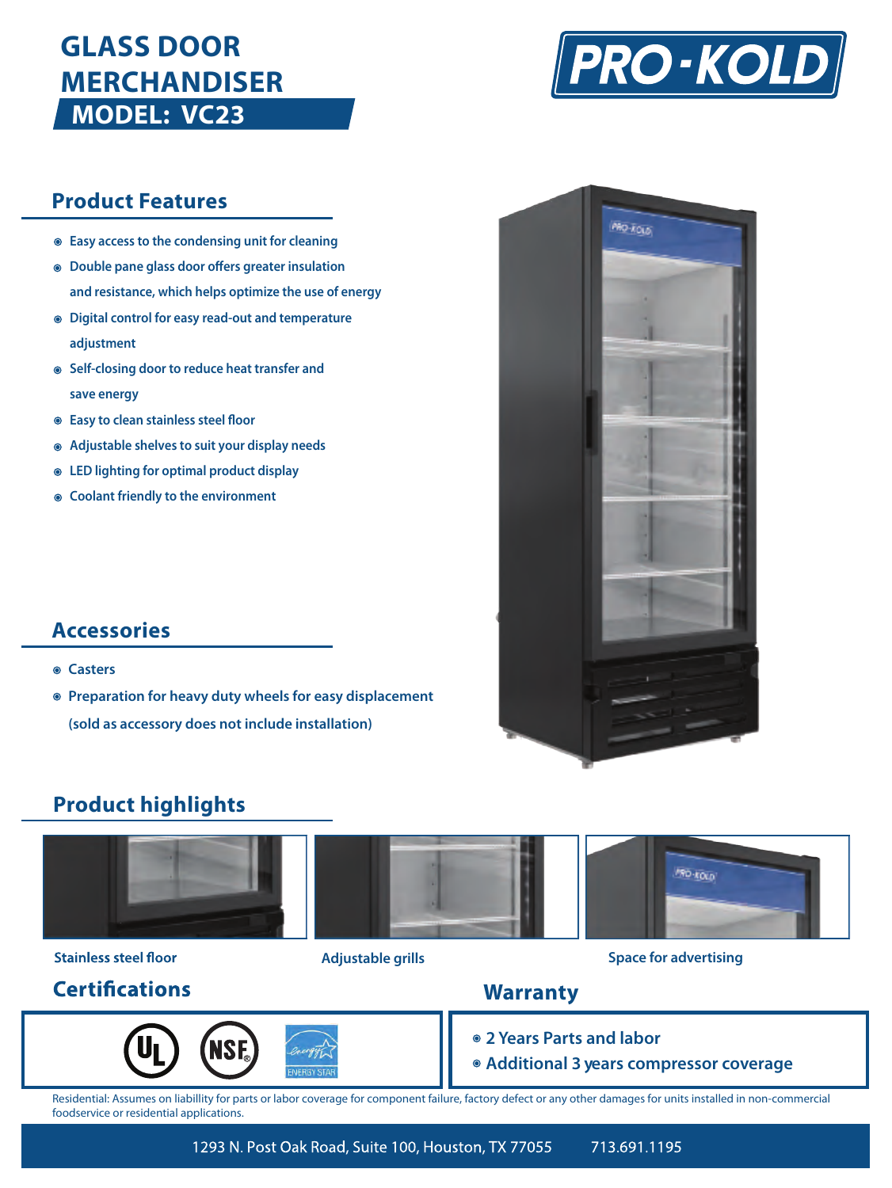# GLASS DOOR MERCHANDISER

## MODEL: VC23

PRO-KOLD

## Product Features

- Easy access to the condensing unit for cleaning
- Double pane glass door offers greater insulation and resistance, which helps optimize the use of energy
- Digital control for easy read-out and temperature adjustment
- Self-closing door to reduce heat transfer and save energy
- Easy to clean stainless steel floor
- Adjustable shelves to suit your display needs
- LED lighting for optimal product display
- Coolant friendly to the environment

## Accessories

- Casters
- Preparation for heavy duty wheels for easy displacement (sold as accessory does not include installation)

## Product highlights

Stainless steel floor

Adjustable grills

Space for advertising

## Certifications

UL, NSF, ENERGY STAR

## Warranty

- 2 Years Parts and labor
- Additional 3 years compressor coverage

Residential: Assumes on liabillity for parts or labor coverage for component failure, factory defect or any other damages for units installed in non-commercial foodservice or residential applications.

1293 N. Post Oak Road, Suite 100, Houston, TX 77055 713.691.1195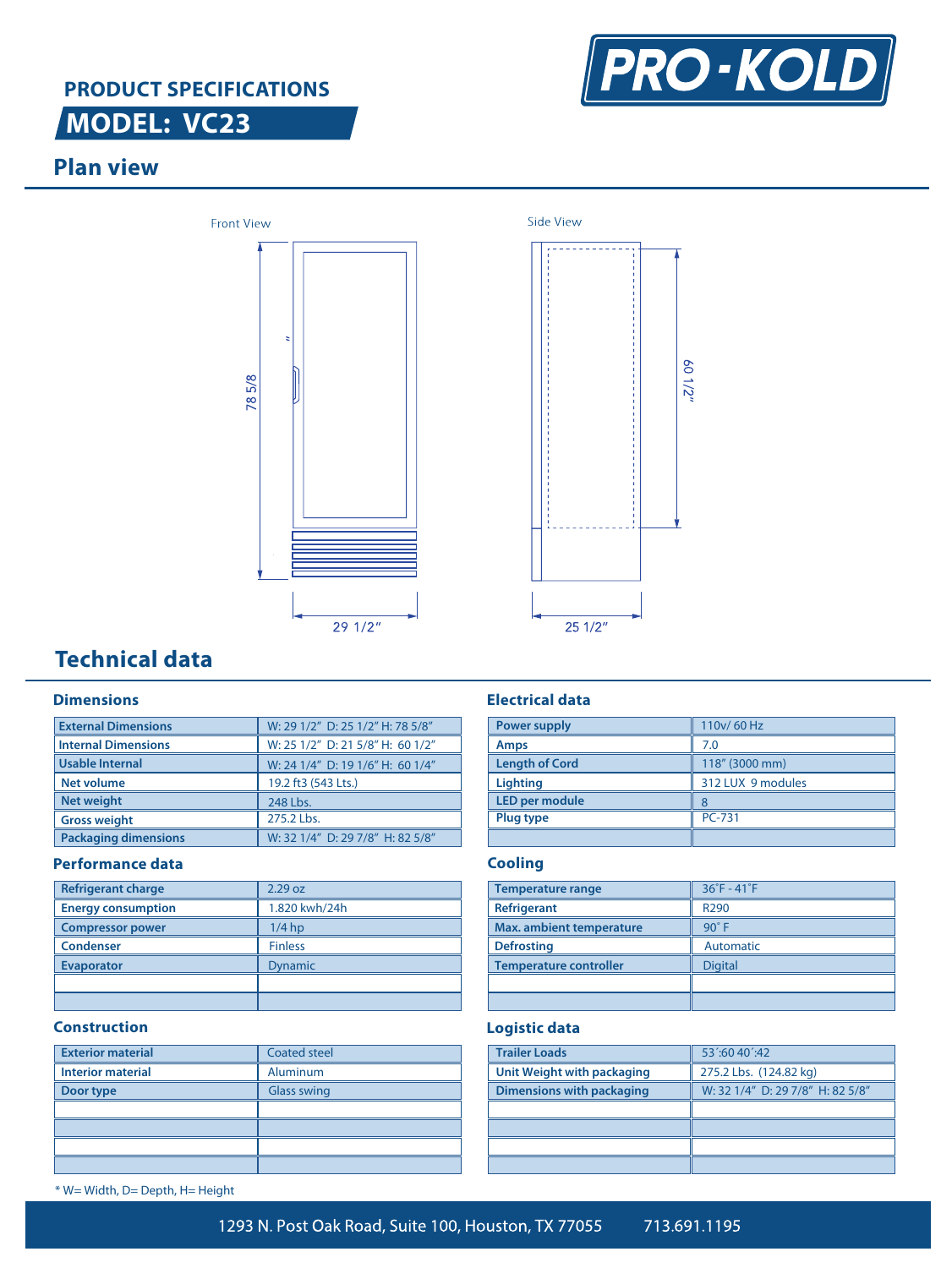**PRODUCT SPECIFICATIONS**

# MODEL: VC23

PRO-KOLD

## Plan view

Front View

78 5/8

29 1/2"

Side View

60 1/2"

25 1/2"

## Technical data

### Dimensions

| | |
|---|---|
| External Dimensions | W: 29 1/2" D: 25 1/2" H: 78 5/8" |
| Internal Dimensions | W: 25 1/2" D: 21 5/8" H: 60 1/2" |
| Usable Internal | W: 24 1/4" D: 19 1/6" H: 60 1/4" |
| Net volume | 19.2 ft3 (543 Lts.) |
| Net weight | 248 Lbs. |
| Gross weight | 275.2 Lbs. |
| Packaging dimensions | W: 32 1/4" D: 29 7/8" H: 82 5/8" |

### Performance data

| | |
|---|---|
| Refrigerant charge | 2.29 oz |
| Energy consumption | 1.820 kwh/24h |
| Compressor power | 1/4 hp |
| Condenser | Finless |
| Evaporator | Dynamic |
| | |
| | |

### Construction

| | |
|---|---|
| Exterior material | Coated steel |
| Interior material | Aluminum |
| Door type | Glass swing |
| | |
| | |
| | |
| | |

### Electrical data

| | |
|---|---|
| Power supply | 110v/ 60 Hz |
| Amps | 7.0 |
| Length of Cord | 118" (3000 mm) |
| Lighting | 312 LUX 9 modules |
| LED per module | 8 |
| Plug type | PC-731 |
| | |

### Cooling

| | |
|---|---|
| Temperature range | 36˚F - 41˚F |
| Refrigerant | R290 |
| Max. ambient temperature | 90˚ F |
| Defrosting | Automatic |
| Temperature controller | Digital |
| | |
| | |

### Logistic data

| | |
|---|---|
| Trailer Loads | 53´:60 40´:42 |
| Unit Weight with packaging | 275.2 Lbs. (124.82 kg) |
| Dimensions with packaging | W: 32 1/4" D: 29 7/8" H: 82 5/8" |
| | |
| | |
| | |
| | |

* W= Width, D= Depth, H= Height

1293 N. Post Oak Road, Suite 100, Houston, TX 77055 713.691.1195